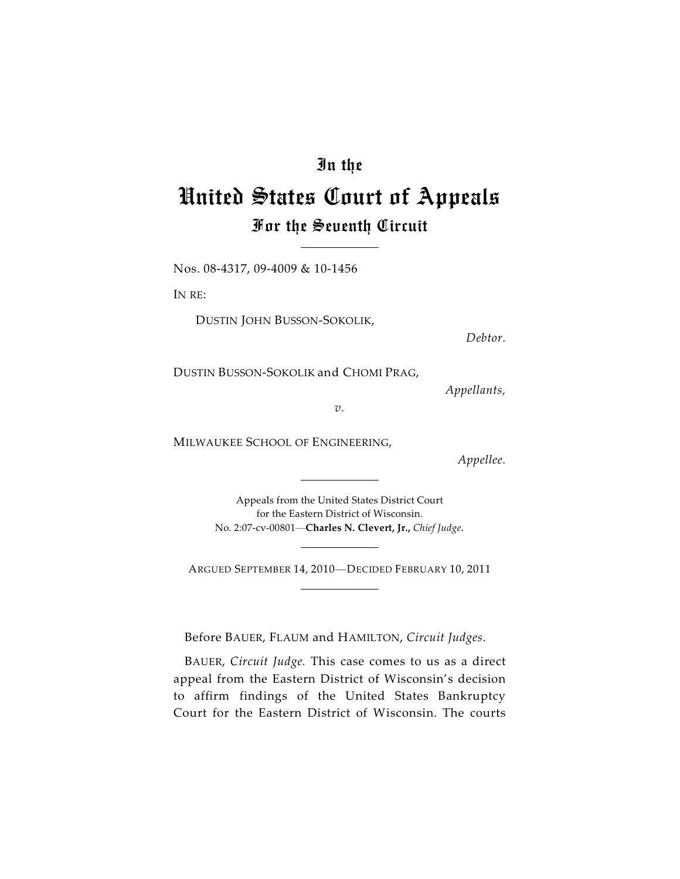# In the
# United States Court of Appeals
## For the Seventh Circuit

Nos. 08-4317, 09-4009 & 10-1456

IN RE:

DUSTIN JOHN BUSSON-SOKOLIK,

*Debtor.*

DUSTIN BUSSON-SOKOLIK and CHOMI PRAG,

*Appellants,*

*v.*

MILWAUKEE SCHOOL OF ENGINEERING,

*Appellee.*

Appeals from the United States District Court
for the Eastern District of Wisconsin.
No. 2:07-cv-00801—**Charles N. Clevert, Jr.,** *Chief Judge.*

ARGUED SEPTEMBER 14, 2010—DECIDED FEBRUARY 10, 2011

Before BAUER, FLAUM and HAMILTON, *Circuit Judges.*

BAUER, *Circuit Judge.* This case comes to us as a direct appeal from the Eastern District of Wisconsin's decision to affirm findings of the United States Bankruptcy Court for the Eastern District of Wisconsin. The courts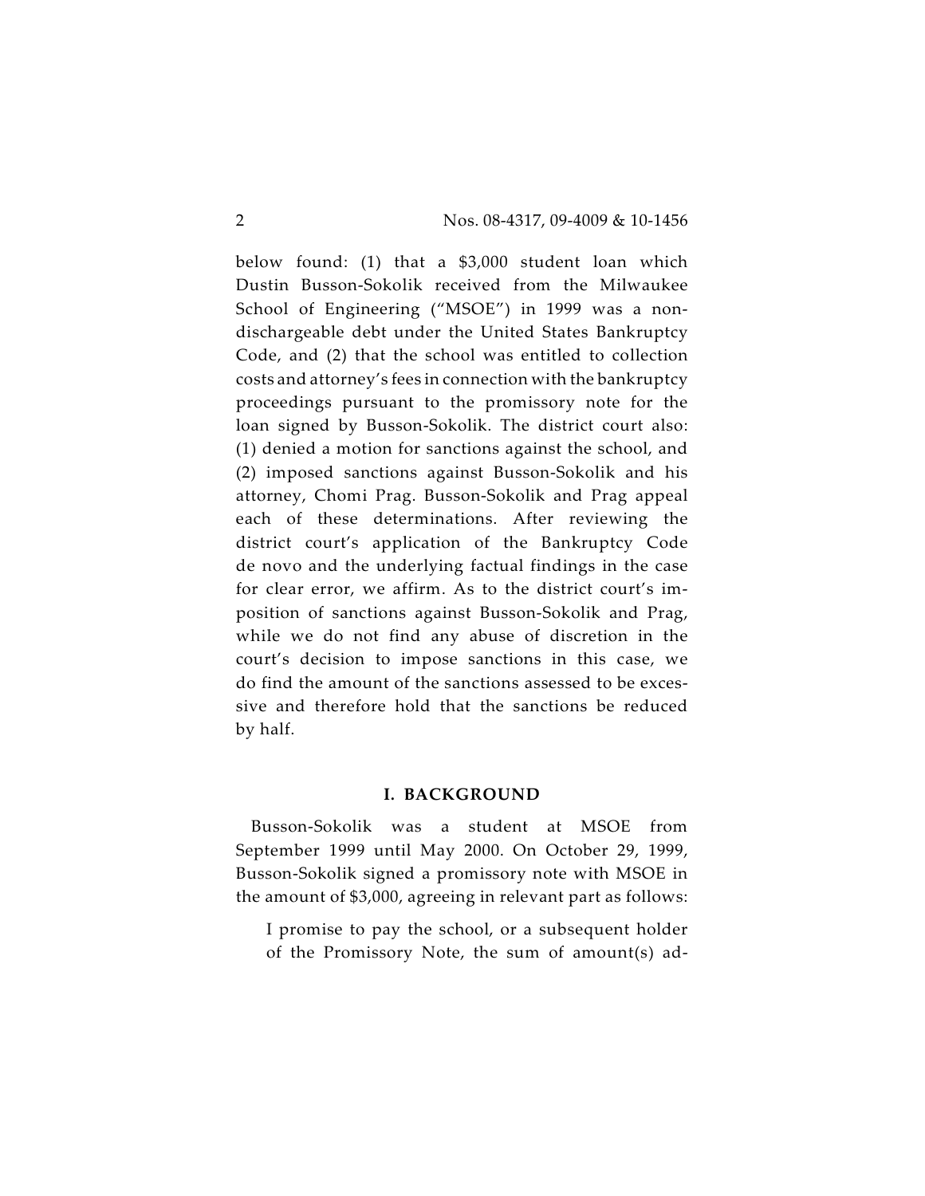below found: (1) that a $3,000 student loan which Dustin Busson-Sokolik received from the Milwaukee School of Engineering ("MSOE") in 1999 was a non-dischargeable debt under the United States Bankruptcy Code, and (2) that the school was entitled to collection costs and attorney's fees in connection with the bankruptcy proceedings pursuant to the promissory note for the loan signed by Busson-Sokolik. The district court also: (1) denied a motion for sanctions against the school, and (2) imposed sanctions against Busson-Sokolik and his attorney, Chomi Prag. Busson-Sokolik and Prag appeal each of these determinations. After reviewing the district court's application of the Bankruptcy Code de novo and the underlying factual findings in the case for clear error, we affirm. As to the district court's imposition of sanctions against Busson-Sokolik and Prag, while we do not find any abuse of discretion in the court's decision to impose sanctions in this case, we do find the amount of the sanctions assessed to be excessive and therefore hold that the sanctions be reduced by half.

## I. BACKGROUND

Busson-Sokolik was a student at MSOE from September 1999 until May 2000. On October 29, 1999, Busson-Sokolik signed a promissory note with MSOE in the amount of $3,000, agreeing in relevant part as follows:

> I promise to pay the school, or a subsequent holder of the Promissory Note, the sum of amount(s) ad-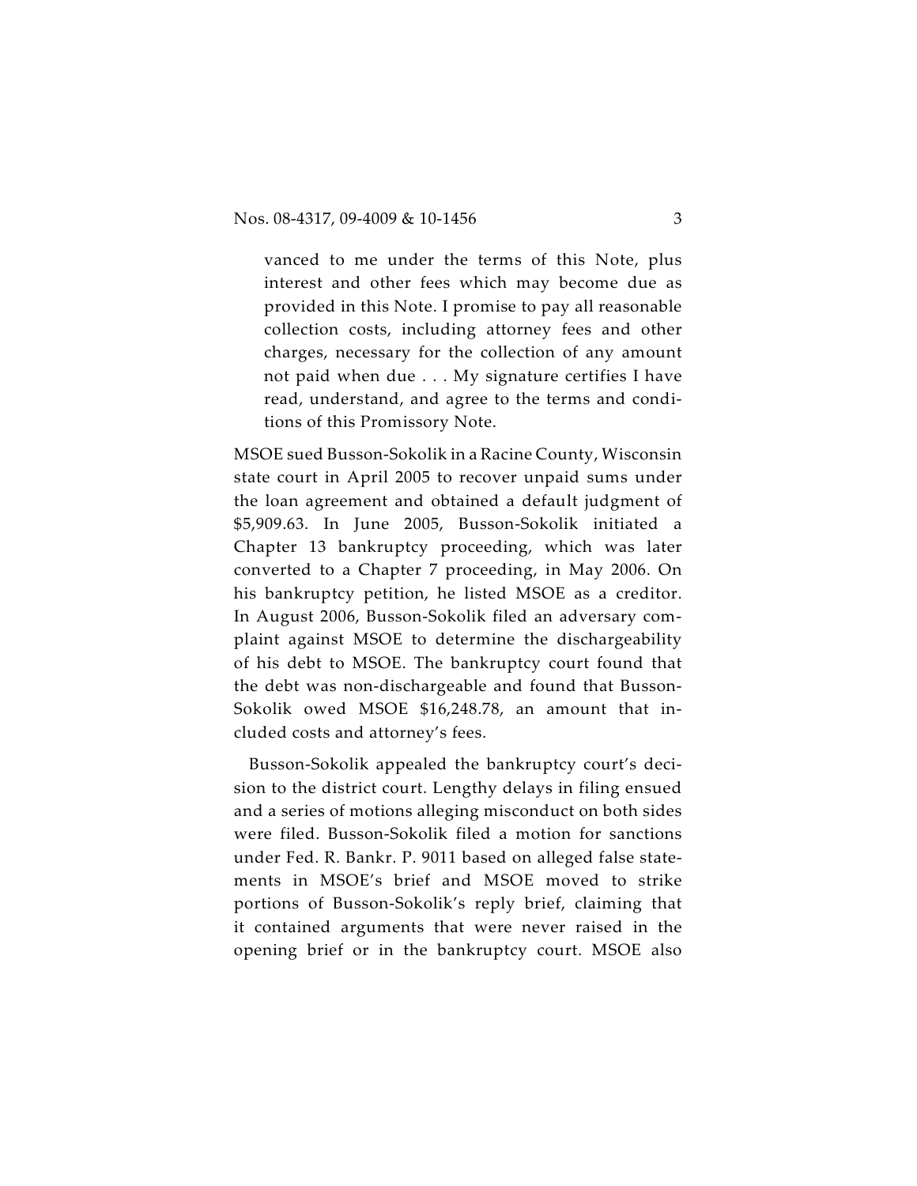> vanced to me under the terms of this Note, plus interest and other fees which may become due as provided in this Note. I promise to pay all reasonable collection costs, including attorney fees and other charges, necessary for the collection of any amount not paid when due . . . My signature certifies I have read, understand, and agree to the terms and conditions of this Promissory Note.

MSOE sued Busson-Sokolik in a Racine County, Wisconsin state court in April 2005 to recover unpaid sums under the loan agreement and obtained a default judgment of $5,909.63. In June 2005, Busson-Sokolik initiated a Chapter 13 bankruptcy proceeding, which was later converted to a Chapter 7 proceeding, in May 2006. On his bankruptcy petition, he listed MSOE as a creditor. In August 2006, Busson-Sokolik filed an adversary complaint against MSOE to determine the dischargeability of his debt to MSOE. The bankruptcy court found that the debt was non-dischargeable and found that Busson-Sokolik owed MSOE $16,248.78, an amount that included costs and attorney's fees.

Busson-Sokolik appealed the bankruptcy court's decision to the district court. Lengthy delays in filing ensued and a series of motions alleging misconduct on both sides were filed. Busson-Sokolik filed a motion for sanctions under Fed. R. Bankr. P. 9011 based on alleged false statements in MSOE's brief and MSOE moved to strike portions of Busson-Sokolik's reply brief, claiming that it contained arguments that were never raised in the opening brief or in the bankruptcy court. MSOE also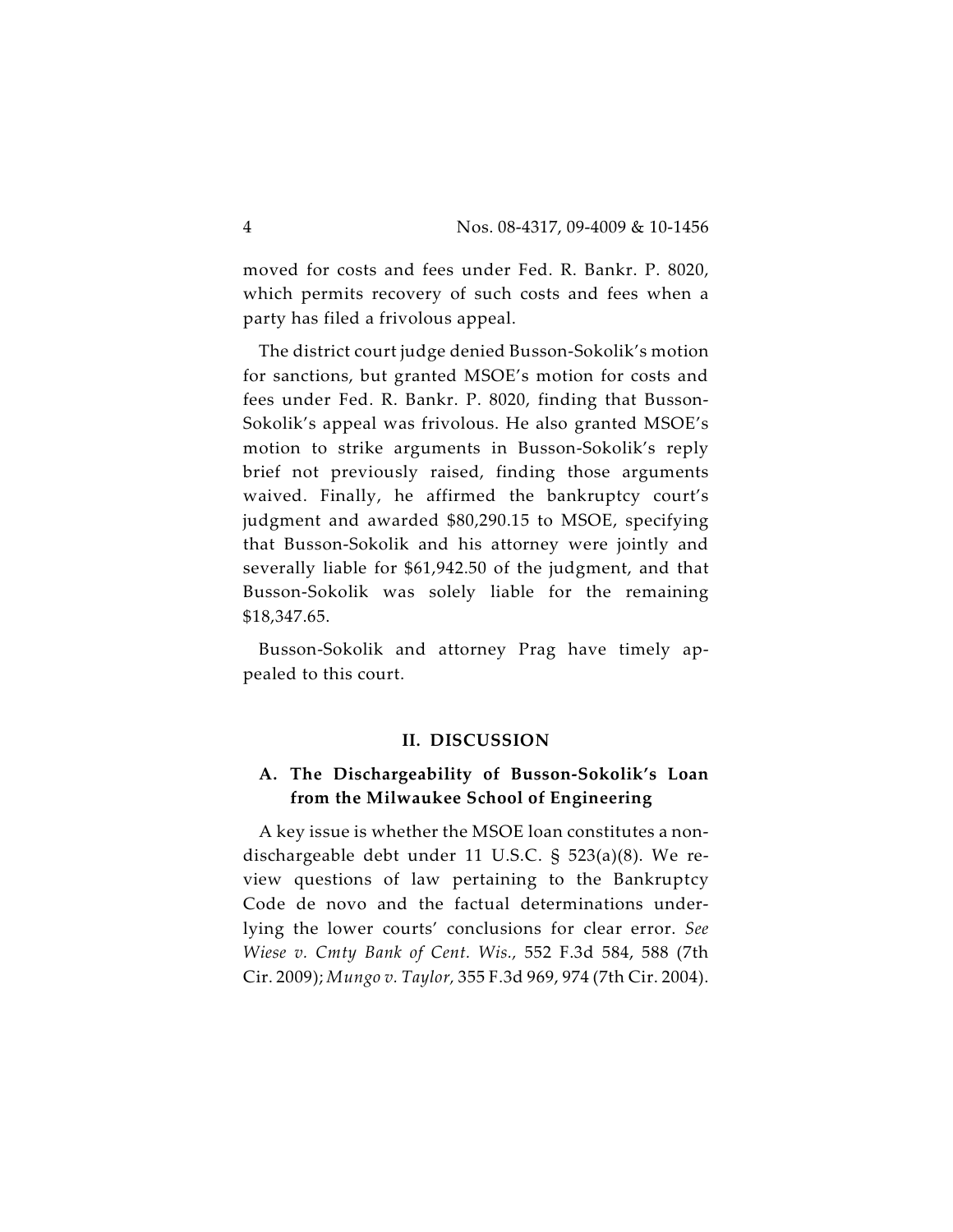moved for costs and fees under Fed. R. Bankr. P. 8020, which permits recovery of such costs and fees when a party has filed a frivolous appeal.

The district court judge denied Busson-Sokolik's motion for sanctions, but granted MSOE's motion for costs and fees under Fed. R. Bankr. P. 8020, finding that Busson-Sokolik's appeal was frivolous. He also granted MSOE's motion to strike arguments in Busson-Sokolik's reply brief not previously raised, finding those arguments waived. Finally, he affirmed the bankruptcy court's judgment and awarded $80,290.15 to MSOE, specifying that Busson-Sokolik and his attorney were jointly and severally liable for $61,942.50 of the judgment, and that Busson-Sokolik was solely liable for the remaining $18,347.65.

Busson-Sokolik and attorney Prag have timely appealed to this court.

## II. DISCUSSION

### A. The Dischargeability of Busson-Sokolik's Loan from the Milwaukee School of Engineering

A key issue is whether the MSOE loan constitutes a non-dischargeable debt under 11 U.S.C. § 523(a)(8). We review questions of law pertaining to the Bankruptcy Code de novo and the factual determinations underlying the lower courts' conclusions for clear error. *See Wiese v. Cmty Bank of Cent. Wis.*, 552 F.3d 584, 588 (7th Cir. 2009); *Mungo v. Taylor*, 355 F.3d 969, 974 (7th Cir. 2004).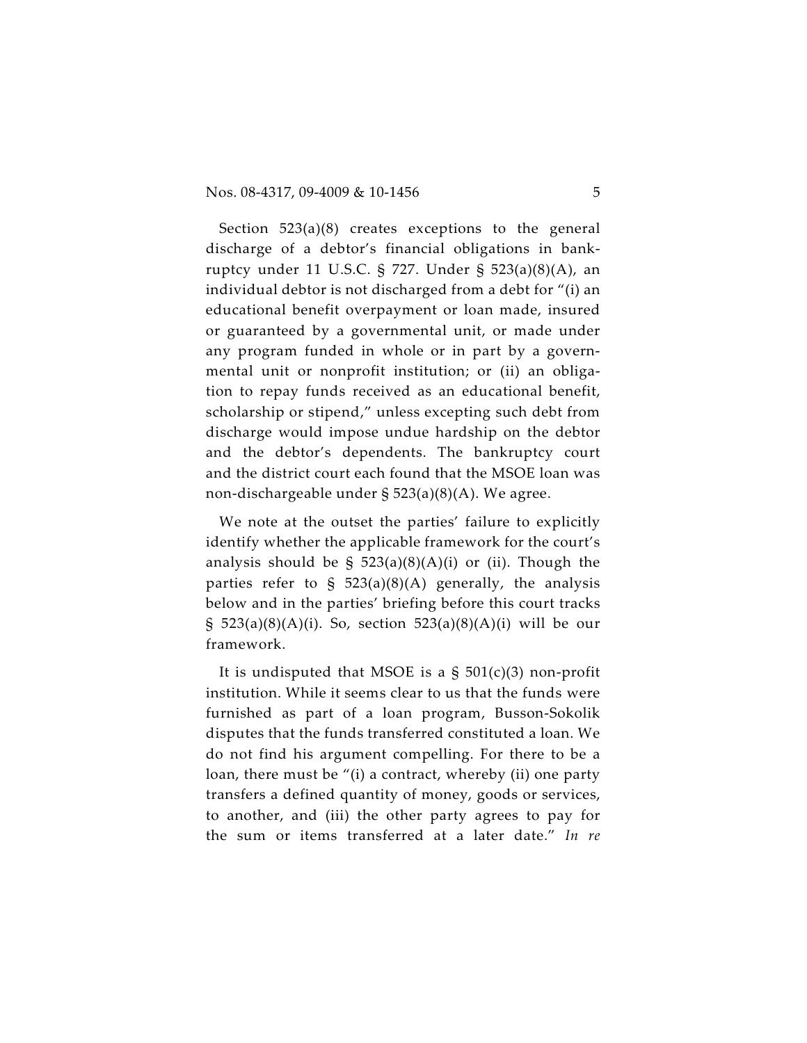Section 523(a)(8) creates exceptions to the general discharge of a debtor's financial obligations in bankruptcy under 11 U.S.C. § 727. Under § 523(a)(8)(A), an individual debtor is not discharged from a debt for "(i) an educational benefit overpayment or loan made, insured or guaranteed by a governmental unit, or made under any program funded in whole or in part by a governmental unit or nonprofit institution; or (ii) an obligation to repay funds received as an educational benefit, scholarship or stipend," unless excepting such debt from discharge would impose undue hardship on the debtor and the debtor's dependents. The bankruptcy court and the district court each found that the MSOE loan was non-dischargeable under § 523(a)(8)(A). We agree.

We note at the outset the parties' failure to explicitly identify whether the applicable framework for the court's analysis should be § 523(a)(8)(A)(i) or (ii). Though the parties refer to § 523(a)(8)(A) generally, the analysis below and in the parties' briefing before this court tracks § 523(a)(8)(A)(i). So, section 523(a)(8)(A)(i) will be our framework.

It is undisputed that MSOE is a § 501(c)(3) non-profit institution. While it seems clear to us that the funds were furnished as part of a loan program, Busson-Sokolik disputes that the funds transferred constituted a loan. We do not find his argument compelling. For there to be a loan, there must be "(i) a contract, whereby (ii) one party transfers a defined quantity of money, goods or services, to another, and (iii) the other party agrees to pay for the sum or items transferred at a later date." *In re*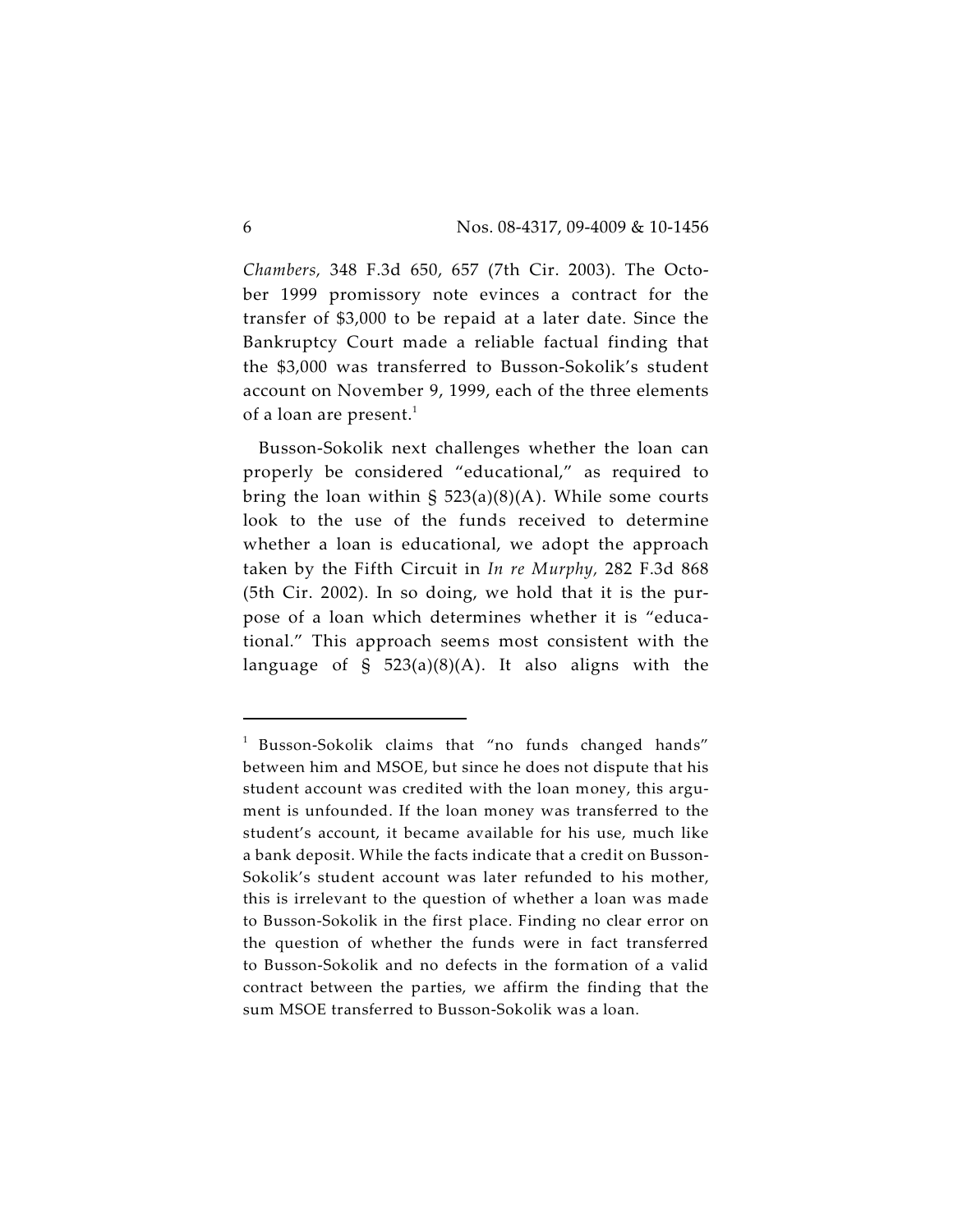*Chambers*, 348 F.3d 650, 657 (7th Cir. 2003). The October 1999 promissory note evinces a contract for the transfer of $3,000 to be repaid at a later date. Since the Bankruptcy Court made a reliable factual finding that the $3,000 was transferred to Busson-Sokolik's student account on November 9, 1999, each of the three elements of a loan are present.[1]

Busson-Sokolik next challenges whether the loan can properly be considered "educational," as required to bring the loan within § 523(a)(8)(A). While some courts look to the use of the funds received to determine whether a loan is educational, we adopt the approach taken by the Fifth Circuit in *In re Murphy*, 282 F.3d 868 (5th Cir. 2002). In so doing, we hold that it is the purpose of a loan which determines whether it is "educational." This approach seems most consistent with the language of § 523(a)(8)(A). It also aligns with the

---

[1] Busson-Sokolik claims that "no funds changed hands" between him and MSOE, but since he does not dispute that his student account was credited with the loan money, this argument is unfounded. If the loan money was transferred to the student's account, it became available for his use, much like a bank deposit. While the facts indicate that a credit on Busson-Sokolik's student account was later refunded to his mother, this is irrelevant to the question of whether a loan was made to Busson-Sokolik in the first place. Finding no clear error on the question of whether the funds were in fact transferred to Busson-Sokolik and no defects in the formation of a valid contract between the parties, we affirm the finding that the sum MSOE transferred to Busson-Sokolik was a loan.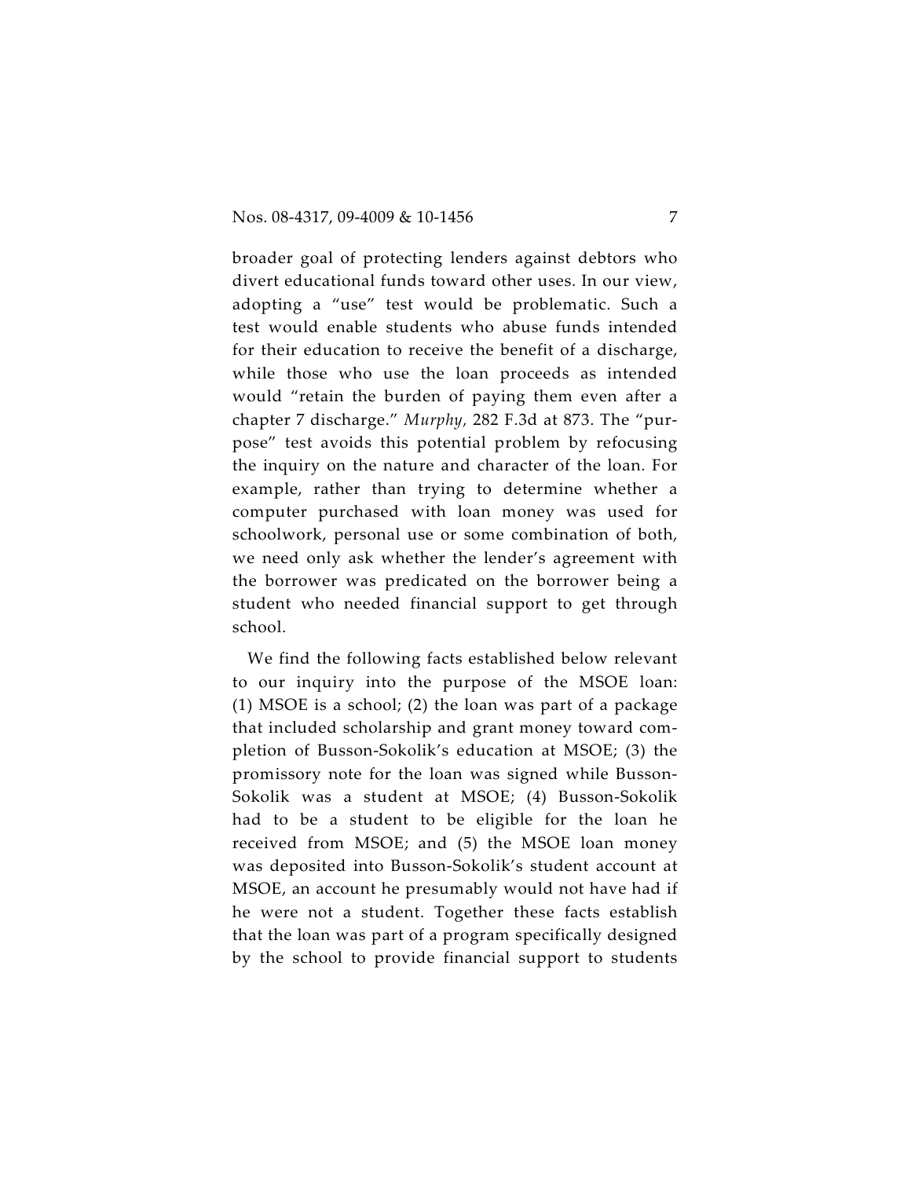broader goal of protecting lenders against debtors who divert educational funds toward other uses. In our view, adopting a "use" test would be problematic. Such a test would enable students who abuse funds intended for their education to receive the benefit of a discharge, while those who use the loan proceeds as intended would "retain the burden of paying them even after a chapter 7 discharge." *Murphy,* 282 F.3d at 873. The "purpose" test avoids this potential problem by refocusing the inquiry on the nature and character of the loan. For example, rather than trying to determine whether a computer purchased with loan money was used for schoolwork, personal use or some combination of both, we need only ask whether the lender's agreement with the borrower was predicated on the borrower being a student who needed financial support to get through school.

We find the following facts established below relevant to our inquiry into the purpose of the MSOE loan: (1) MSOE is a school; (2) the loan was part of a package that included scholarship and grant money toward completion of Busson-Sokolik's education at MSOE; (3) the promissory note for the loan was signed while Busson-Sokolik was a student at MSOE; (4) Busson-Sokolik had to be a student to be eligible for the loan he received from MSOE; and (5) the MSOE loan money was deposited into Busson-Sokolik's student account at MSOE, an account he presumably would not have had if he were not a student. Together these facts establish that the loan was part of a program specifically designed by the school to provide financial support to students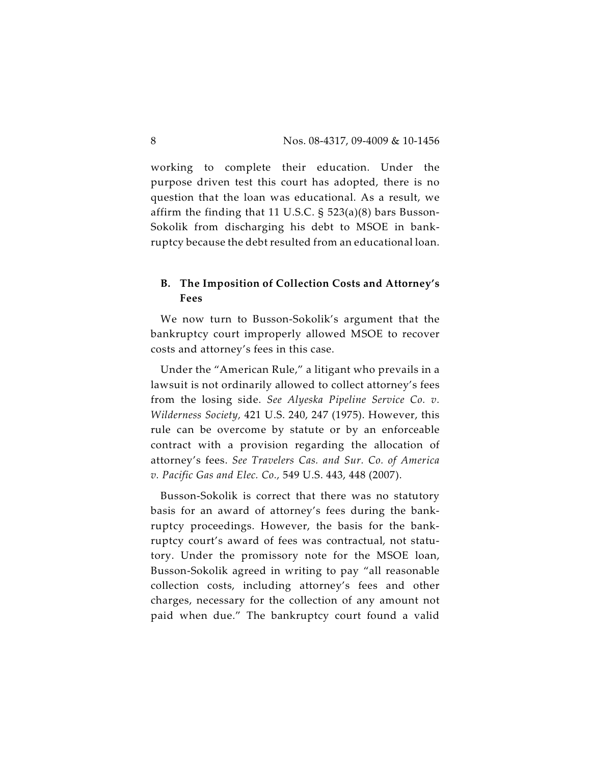working to complete their education. Under the purpose driven test this court has adopted, there is no question that the loan was educational. As a result, we affirm the finding that 11 U.S.C. § 523(a)(8) bars Busson-Sokolik from discharging his debt to MSOE in bankruptcy because the debt resulted from an educational loan.

### B. The Imposition of Collection Costs and Attorney's Fees

We now turn to Busson-Sokolik's argument that the bankruptcy court improperly allowed MSOE to recover costs and attorney's fees in this case.

Under the "American Rule," a litigant who prevails in a lawsuit is not ordinarily allowed to collect attorney's fees from the losing side. *See Alyeska Pipeline Service Co. v. Wilderness Society*, 421 U.S. 240, 247 (1975). However, this rule can be overcome by statute or by an enforceable contract with a provision regarding the allocation of attorney's fees. *See Travelers Cas. and Sur. Co. of America v. Pacific Gas and Elec. Co.*, 549 U.S. 443, 448 (2007).

Busson-Sokolik is correct that there was no statutory basis for an award of attorney's fees during the bankruptcy proceedings. However, the basis for the bankruptcy court's award of fees was contractual, not statutory. Under the promissory note for the MSOE loan, Busson-Sokolik agreed in writing to pay "all reasonable collection costs, including attorney's fees and other charges, necessary for the collection of any amount not paid when due." The bankruptcy court found a valid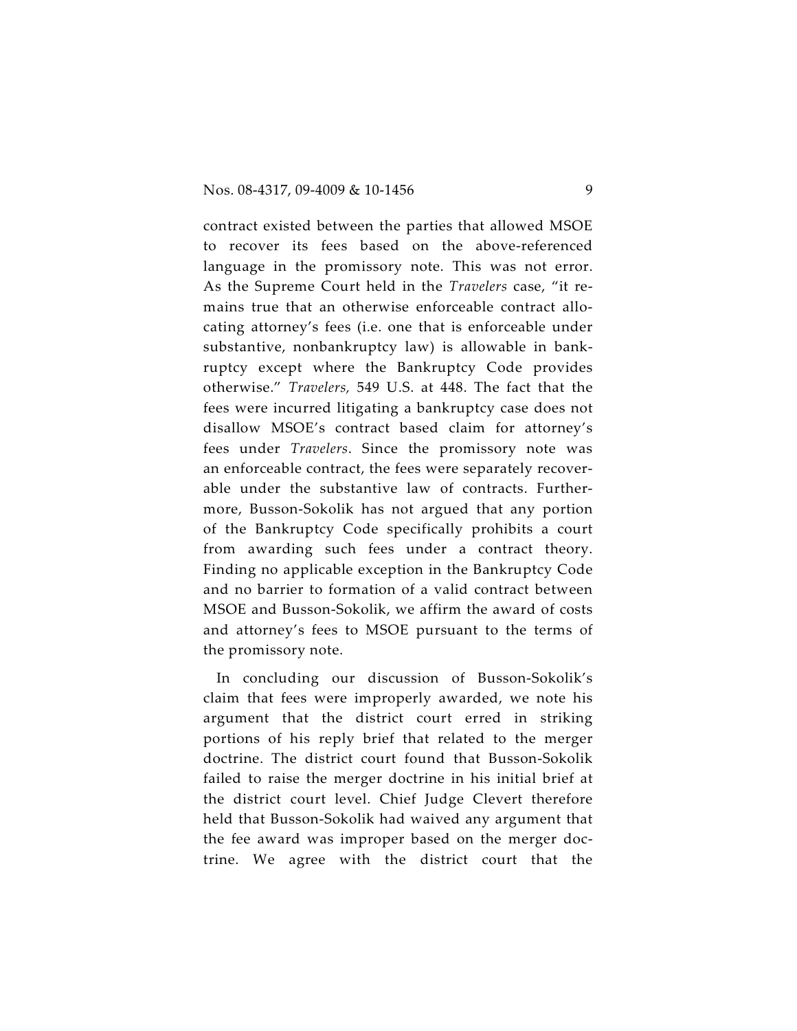contract existed between the parties that allowed MSOE to recover its fees based on the above-referenced language in the promissory note. This was not error. As the Supreme Court held in the *Travelers* case, "it remains true that an otherwise enforceable contract allocating attorney's fees (i.e. one that is enforceable under substantive, nonbankruptcy law) is allowable in bankruptcy except where the Bankruptcy Code provides otherwise." *Travelers,* 549 U.S. at 448. The fact that the fees were incurred litigating a bankruptcy case does not disallow MSOE's contract based claim for attorney's fees under *Travelers*. Since the promissory note was an enforceable contract, the fees were separately recoverable under the substantive law of contracts. Furthermore, Busson-Sokolik has not argued that any portion of the Bankruptcy Code specifically prohibits a court from awarding such fees under a contract theory. Finding no applicable exception in the Bankruptcy Code and no barrier to formation of a valid contract between MSOE and Busson-Sokolik, we affirm the award of costs and attorney's fees to MSOE pursuant to the terms of the promissory note.

In concluding our discussion of Busson-Sokolik's claim that fees were improperly awarded, we note his argument that the district court erred in striking portions of his reply brief that related to the merger doctrine. The district court found that Busson-Sokolik failed to raise the merger doctrine in his initial brief at the district court level. Chief Judge Clevert therefore held that Busson-Sokolik had waived any argument that the fee award was improper based on the merger doctrine. We agree with the district court that the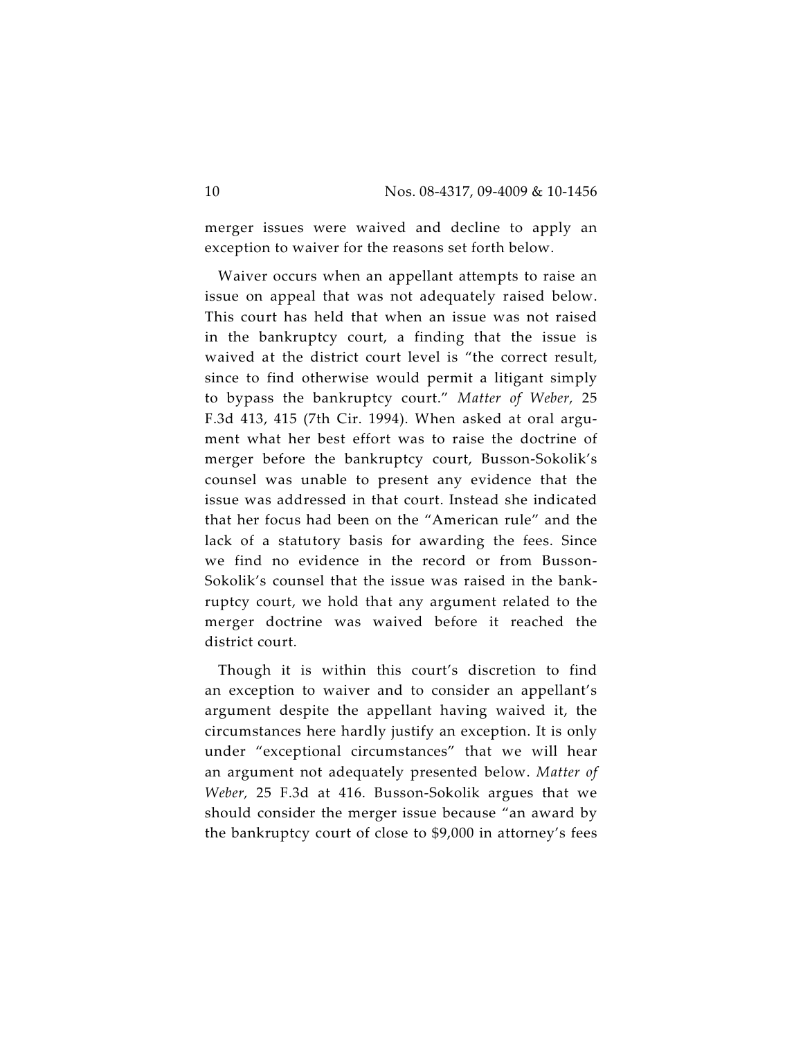merger issues were waived and decline to apply an exception to waiver for the reasons set forth below.

Waiver occurs when an appellant attempts to raise an issue on appeal that was not adequately raised below. This court has held that when an issue was not raised in the bankruptcy court, a finding that the issue is waived at the district court level is "the correct result, since to find otherwise would permit a litigant simply to bypass the bankruptcy court." *Matter of Weber*, 25 F.3d 413, 415 (7th Cir. 1994). When asked at oral argument what her best effort was to raise the doctrine of merger before the bankruptcy court, Busson-Sokolik's counsel was unable to present any evidence that the issue was addressed in that court. Instead she indicated that her focus had been on the "American rule" and the lack of a statutory basis for awarding the fees. Since we find no evidence in the record or from Busson-Sokolik's counsel that the issue was raised in the bankruptcy court, we hold that any argument related to the merger doctrine was waived before it reached the district court.

Though it is within this court's discretion to find an exception to waiver and to consider an appellant's argument despite the appellant having waived it, the circumstances here hardly justify an exception. It is only under "exceptional circumstances" that we will hear an argument not adequately presented below. *Matter of Weber*, 25 F.3d at 416. Busson-Sokolik argues that we should consider the merger issue because "an award by the bankruptcy court of close to $9,000 in attorney's fees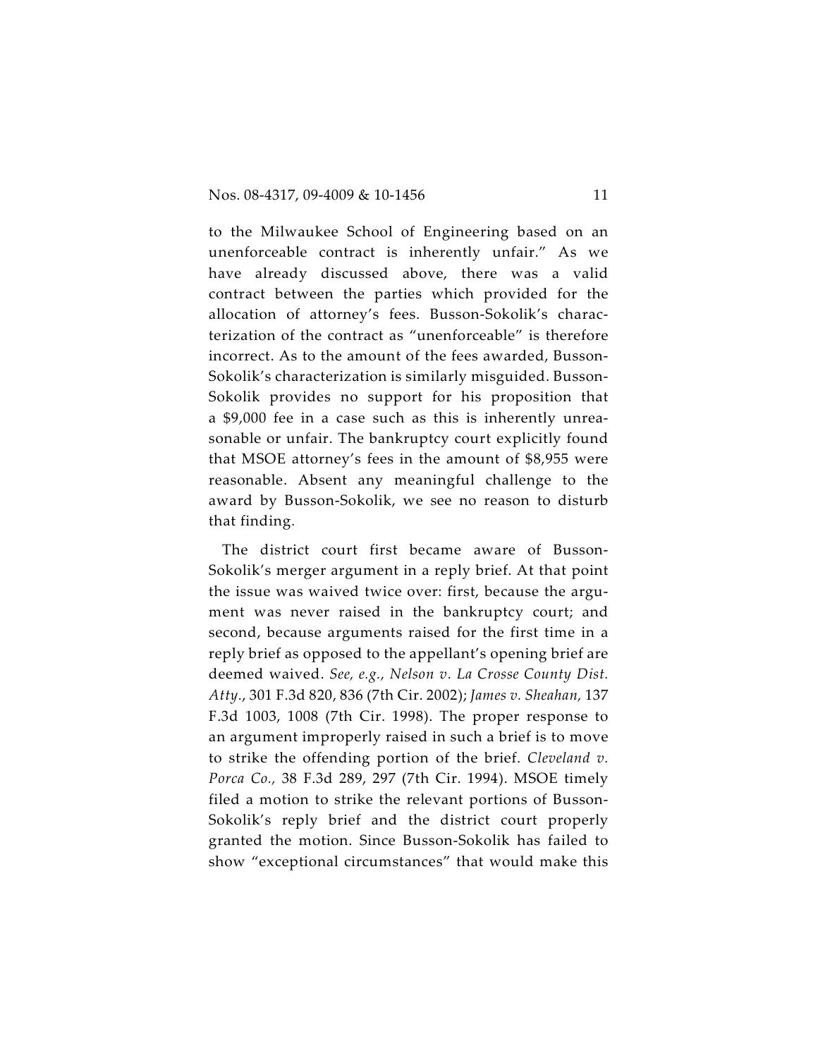to the Milwaukee School of Engineering based on an unenforceable contract is inherently unfair." As we have already discussed above, there was a valid contract between the parties which provided for the allocation of attorney's fees. Busson-Sokolik's characterization of the contract as "unenforceable" is therefore incorrect. As to the amount of the fees awarded, Busson-Sokolik's characterization is similarly misguided. Busson-Sokolik provides no support for his proposition that a $9,000 fee in a case such as this is inherently unreasonable or unfair. The bankruptcy court explicitly found that MSOE attorney's fees in the amount of $8,955 were reasonable. Absent any meaningful challenge to the award by Busson-Sokolik, we see no reason to disturb that finding.

The district court first became aware of Busson-Sokolik's merger argument in a reply brief. At that point the issue was waived twice over: first, because the argument was never raised in the bankruptcy court; and second, because arguments raised for the first time in a reply brief as opposed to the appellant's opening brief are deemed waived. *See, e.g., Nelson v. La Crosse County Dist. Atty.*, 301 F.3d 820, 836 (7th Cir. 2002); *James v. Sheahan,* 137 F.3d 1003, 1008 (7th Cir. 1998). The proper response to an argument improperly raised in such a brief is to move to strike the offending portion of the brief. *Cleveland v. Porca Co.,* 38 F.3d 289, 297 (7th Cir. 1994). MSOE timely filed a motion to strike the relevant portions of Busson-Sokolik's reply brief and the district court properly granted the motion. Since Busson-Sokolik has failed to show "exceptional circumstances" that would make this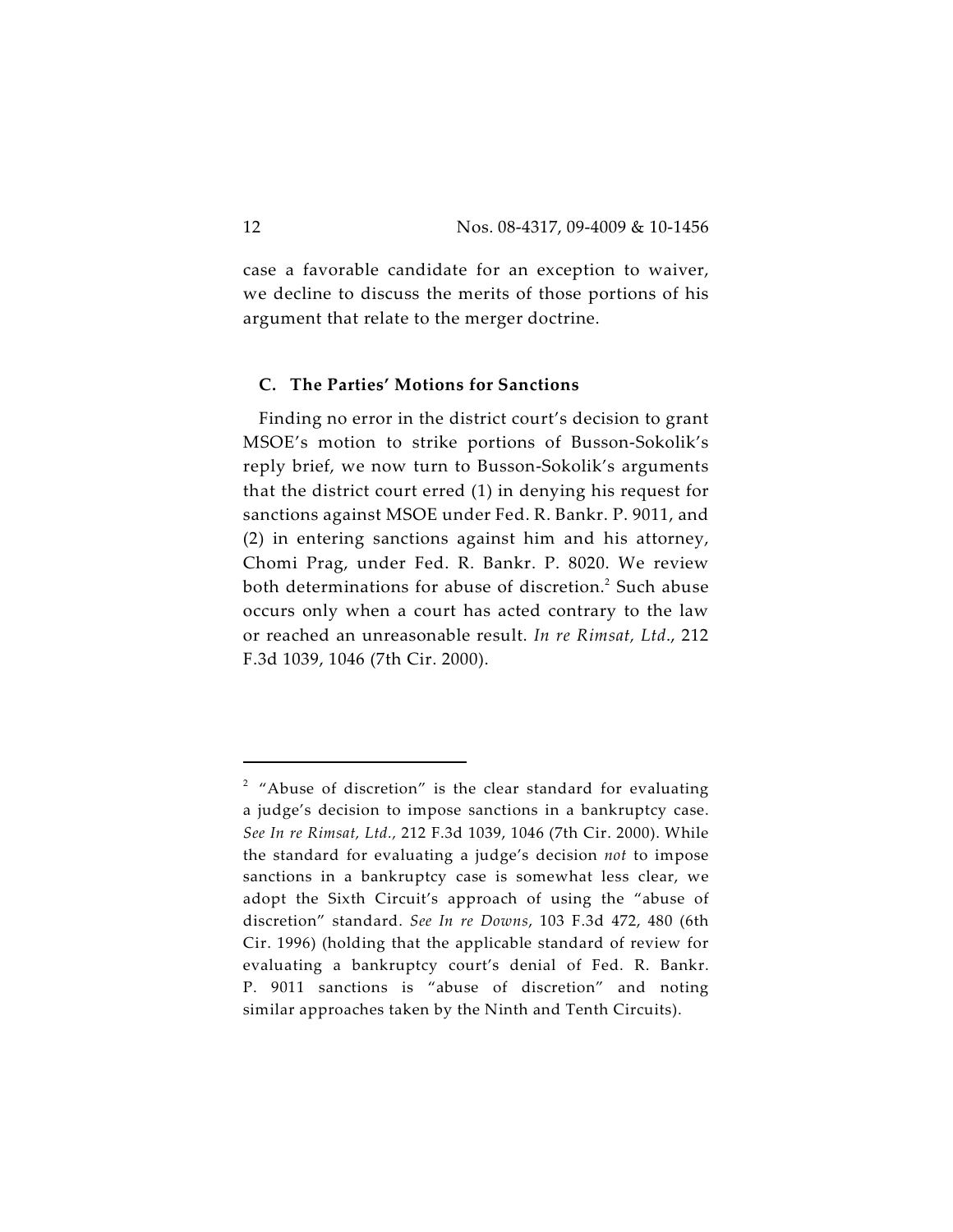case a favorable candidate for an exception to waiver, we decline to discuss the merits of those portions of his argument that relate to the merger doctrine.

### C. The Parties' Motions for Sanctions

Finding no error in the district court's decision to grant MSOE's motion to strike portions of Busson-Sokolik's reply brief, we now turn to Busson-Sokolik's arguments that the district court erred (1) in denying his request for sanctions against MSOE under Fed. R. Bankr. P. 9011, and (2) in entering sanctions against him and his attorney, Chomi Prag, under Fed. R. Bankr. P. 8020. We review both determinations for abuse of discretion.[2] Such abuse occurs only when a court has acted contrary to the law or reached an unreasonable result. *In re Rimsat, Ltd.*, 212 F.3d 1039, 1046 (7th Cir. 2000).

---

[2] "Abuse of discretion" is the clear standard for evaluating a judge's decision to impose sanctions in a bankruptcy case. *See In re Rimsat, Ltd.*, 212 F.3d 1039, 1046 (7th Cir. 2000). While the standard for evaluating a judge's decision *not* to impose sanctions in a bankruptcy case is somewhat less clear, we adopt the Sixth Circuit's approach of using the "abuse of discretion" standard. *See In re Downs*, 103 F.3d 472, 480 (6th Cir. 1996) (holding that the applicable standard of review for evaluating a bankruptcy court's denial of Fed. R. Bankr. P. 9011 sanctions is "abuse of discretion" and noting similar approaches taken by the Ninth and Tenth Circuits).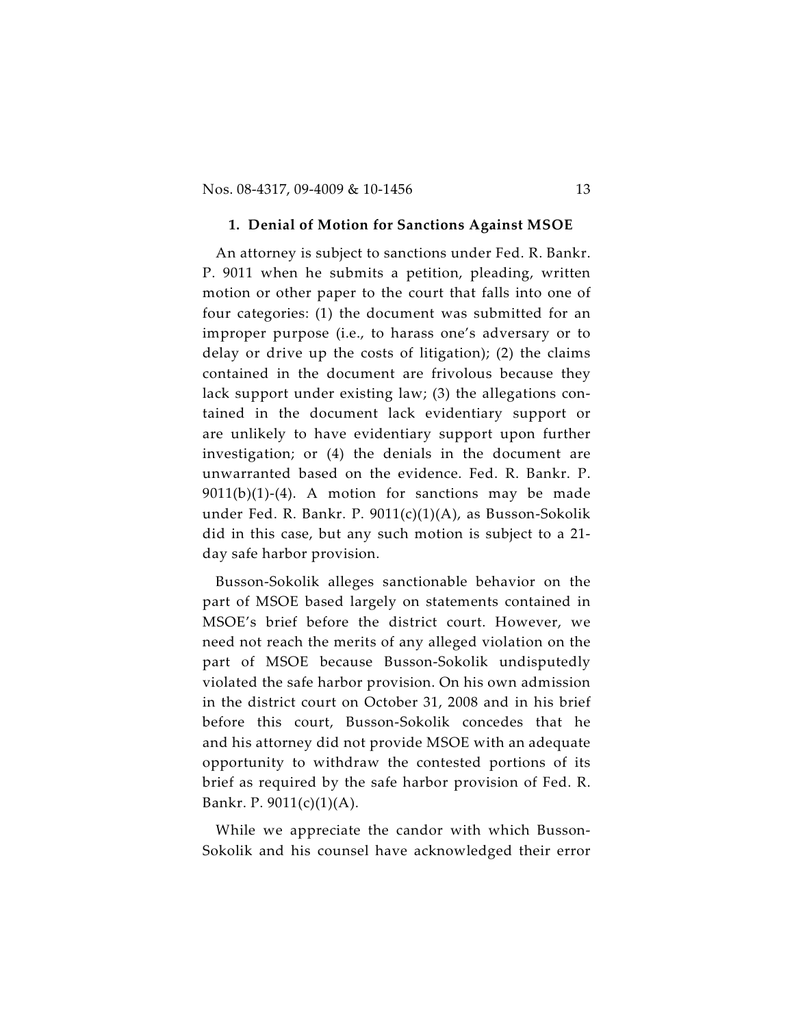### 1. Denial of Motion for Sanctions Against MSOE

An attorney is subject to sanctions under Fed. R. Bankr. P. 9011 when he submits a petition, pleading, written motion or other paper to the court that falls into one of four categories: (1) the document was submitted for an improper purpose (i.e., to harass one's adversary or to delay or drive up the costs of litigation); (2) the claims contained in the document are frivolous because they lack support under existing law; (3) the allegations contained in the document lack evidentiary support or are unlikely to have evidentiary support upon further investigation; or (4) the denials in the document are unwarranted based on the evidence. Fed. R. Bankr. P. 9011(b)(1)-(4). A motion for sanctions may be made under Fed. R. Bankr. P. 9011(c)(1)(A), as Busson-Sokolik did in this case, but any such motion is subject to a 21-day safe harbor provision.

Busson-Sokolik alleges sanctionable behavior on the part of MSOE based largely on statements contained in MSOE's brief before the district court. However, we need not reach the merits of any alleged violation on the part of MSOE because Busson-Sokolik undisputedly violated the safe harbor provision. On his own admission in the district court on October 31, 2008 and in his brief before this court, Busson-Sokolik concedes that he and his attorney did not provide MSOE with an adequate opportunity to withdraw the contested portions of its brief as required by the safe harbor provision of Fed. R. Bankr. P. 9011(c)(1)(A).

While we appreciate the candor with which Busson-Sokolik and his counsel have acknowledged their error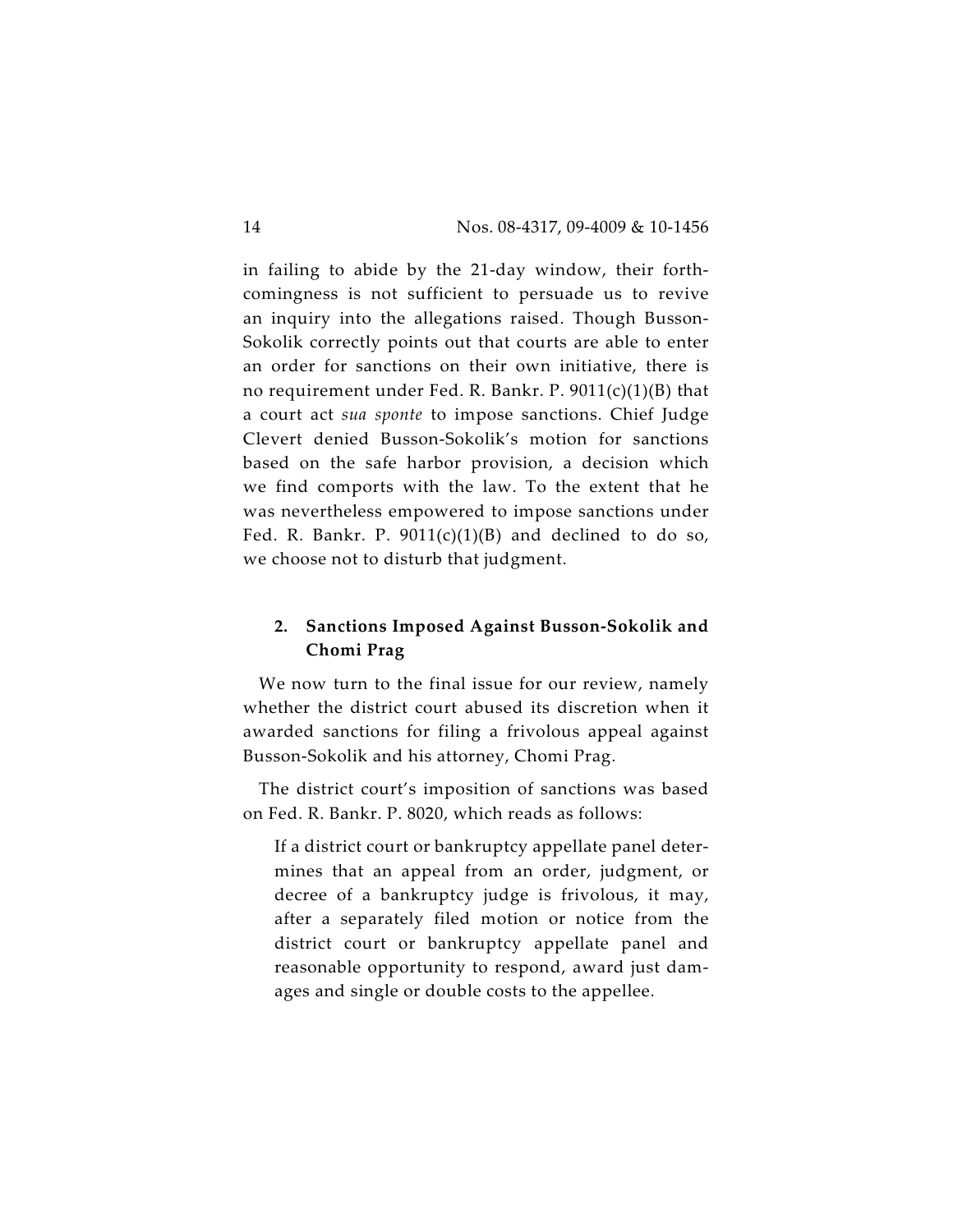in failing to abide by the 21-day window, their forthcomingness is not sufficient to persuade us to revive an inquiry into the allegations raised. Though Busson-Sokolik correctly points out that courts are able to enter an order for sanctions on their own initiative, there is no requirement under Fed. R. Bankr. P. 9011(c)(1)(B) that a court act *sua sponte* to impose sanctions. Chief Judge Clevert denied Busson-Sokolik's motion for sanctions based on the safe harbor provision, a decision which we find comports with the law. To the extent that he was nevertheless empowered to impose sanctions under Fed. R. Bankr. P. 9011(c)(1)(B) and declined to do so, we choose not to disturb that judgment.

### 2. Sanctions Imposed Against Busson-Sokolik and Chomi Prag

We now turn to the final issue for our review, namely whether the district court abused its discretion when it awarded sanctions for filing a frivolous appeal against Busson-Sokolik and his attorney, Chomi Prag.

The district court's imposition of sanctions was based on Fed. R. Bankr. P. 8020, which reads as follows:

> If a district court or bankruptcy appellate panel determines that an appeal from an order, judgment, or decree of a bankruptcy judge is frivolous, it may, after a separately filed motion or notice from the district court or bankruptcy appellate panel and reasonable opportunity to respond, award just damages and single or double costs to the appellee.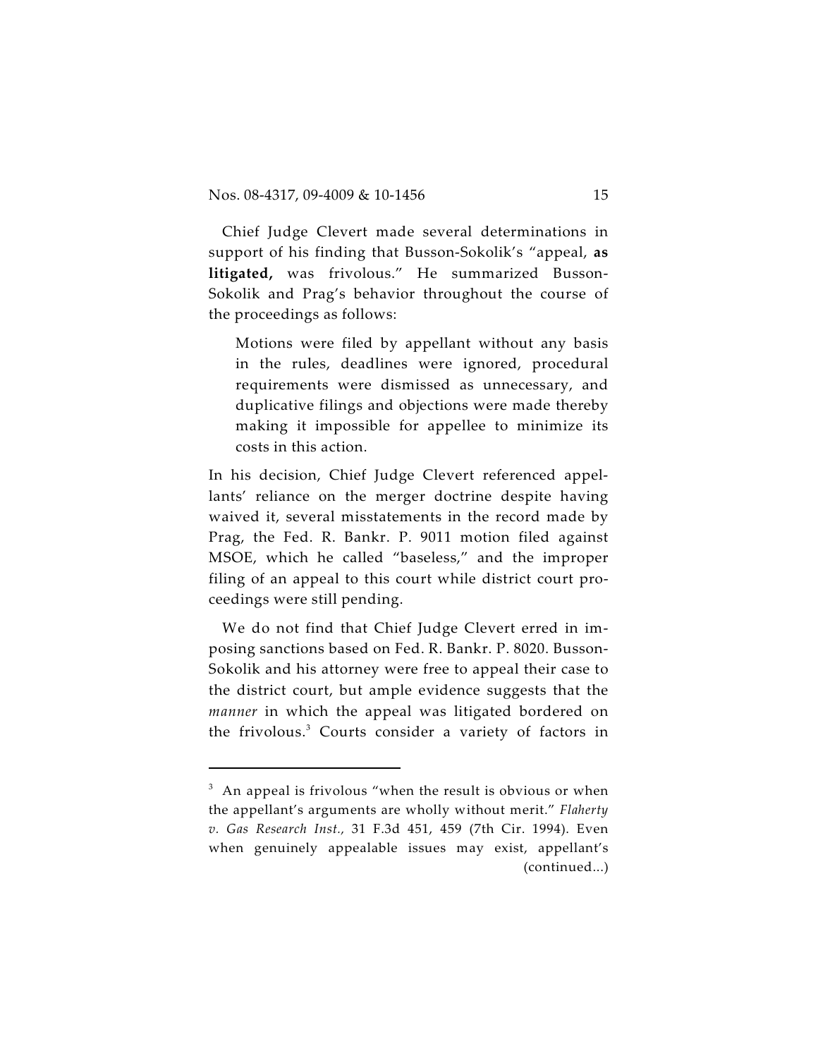Chief Judge Clevert made several determinations in support of his finding that Busson-Sokolik's "appeal, **as litigated,** was frivolous." He summarized Busson-Sokolik and Prag's behavior throughout the course of the proceedings as follows:

> Motions were filed by appellant without any basis in the rules, deadlines were ignored, procedural requirements were dismissed as unnecessary, and duplicative filings and objections were made thereby making it impossible for appellee to minimize its costs in this action.

In his decision, Chief Judge Clevert referenced appellants' reliance on the merger doctrine despite having waived it, several misstatements in the record made by Prag, the Fed. R. Bankr. P. 9011 motion filed against MSOE, which he called "baseless," and the improper filing of an appeal to this court while district court proceedings were still pending.

We do not find that Chief Judge Clevert erred in imposing sanctions based on Fed. R. Bankr. P. 8020. Busson-Sokolik and his attorney were free to appeal their case to the district court, but ample evidence suggests that the *manner* in which the appeal was litigated bordered on the frivolous.[3] Courts consider a variety of factors in

---

[3] An appeal is frivolous "when the result is obvious or when the appellant's arguments are wholly without merit." *Flaherty v. Gas Research Inst.,* 31 F.3d 451, 459 (7th Cir. 1994). Even when genuinely appealable issues may exist, appellant's (continued...)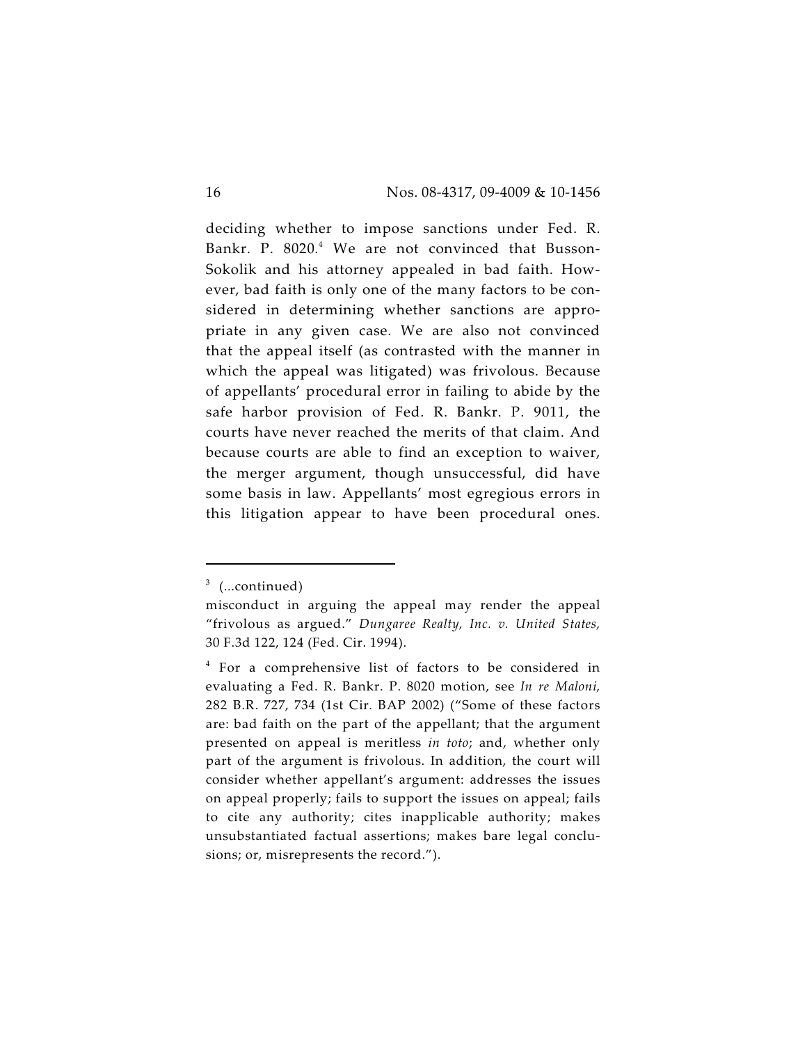deciding whether to impose sanctions under Fed. R. Bankr. P. 8020.[4] We are not convinced that Busson-Sokolik and his attorney appealed in bad faith. However, bad faith is only one of the many factors to be considered in determining whether sanctions are appropriate in any given case. We are also not convinced that the appeal itself (as contrasted with the manner in which the appeal was litigated) was frivolous. Because of appellants' procedural error in failing to abide by the safe harbor provision of Fed. R. Bankr. P. 9011, the courts have never reached the merits of that claim. And because courts are able to find an exception to waiver, the merger argument, though unsuccessful, did have some basis in law. Appellants' most egregious errors in this litigation appear to have been procedural ones.

---

[3] (...continued)
misconduct in arguing the appeal may render the appeal "frivolous as argued." *Dungaree Realty, Inc. v. United States,* 30 F.3d 122, 124 (Fed. Cir. 1994).

[4] For a comprehensive list of factors to be considered in evaluating a Fed. R. Bankr. P. 8020 motion, see *In re Maloni,* 282 B.R. 727, 734 (1st Cir. BAP 2002) ("Some of these factors are: bad faith on the part of the appellant; that the argument presented on appeal is meritless *in toto*; and, whether only part of the argument is frivolous. In addition, the court will consider whether appellant's argument: addresses the issues on appeal properly; fails to support the issues on appeal; fails to cite any authority; cites inapplicable authority; makes unsubstantiated factual assertions; makes bare legal conclusions; or, misrepresents the record.").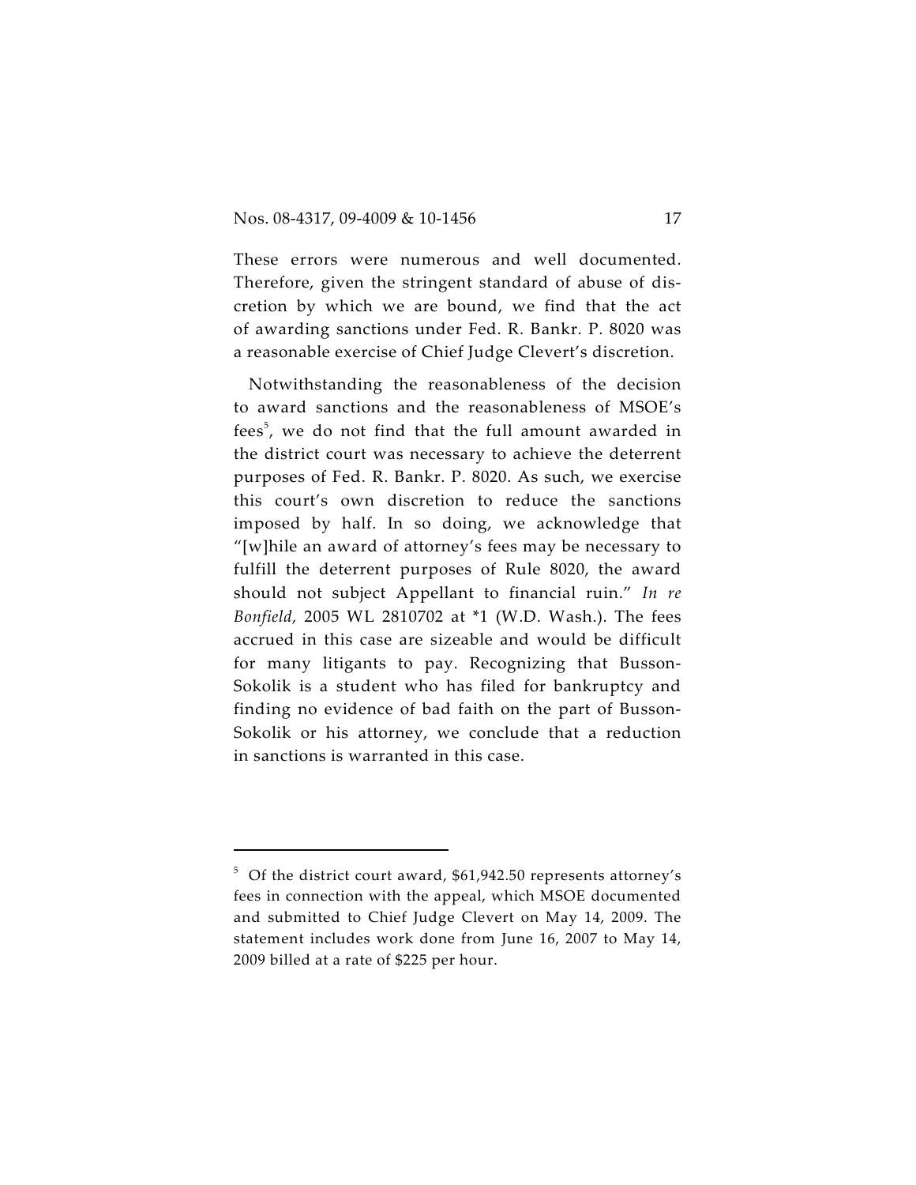These errors were numerous and well documented. Therefore, given the stringent standard of abuse of discretion by which we are bound, we find that the act of awarding sanctions under Fed. R. Bankr. P. 8020 was a reasonable exercise of Chief Judge Clevert's discretion.

Notwithstanding the reasonableness of the decision to award sanctions and the reasonableness of MSOE's fees[5], we do not find that the full amount awarded in the district court was necessary to achieve the deterrent purposes of Fed. R. Bankr. P. 8020. As such, we exercise this court's own discretion to reduce the sanctions imposed by half. In so doing, we acknowledge that "[w]hile an award of attorney's fees may be necessary to fulfill the deterrent purposes of Rule 8020, the award should not subject Appellant to financial ruin." *In re Bonfield*, 2005 WL 2810702 at *1 (W.D. Wash.). The fees accrued in this case are sizeable and would be difficult for many litigants to pay. Recognizing that Busson-Sokolik is a student who has filed for bankruptcy and finding no evidence of bad faith on the part of Busson-Sokolik or his attorney, we conclude that a reduction in sanctions is warranted in this case.

---

[5] Of the district court award, $61,942.50 represents attorney's fees in connection with the appeal, which MSOE documented and submitted to Chief Judge Clevert on May 14, 2009. The statement includes work done from June 16, 2007 to May 14, 2009 billed at a rate of $225 per hour.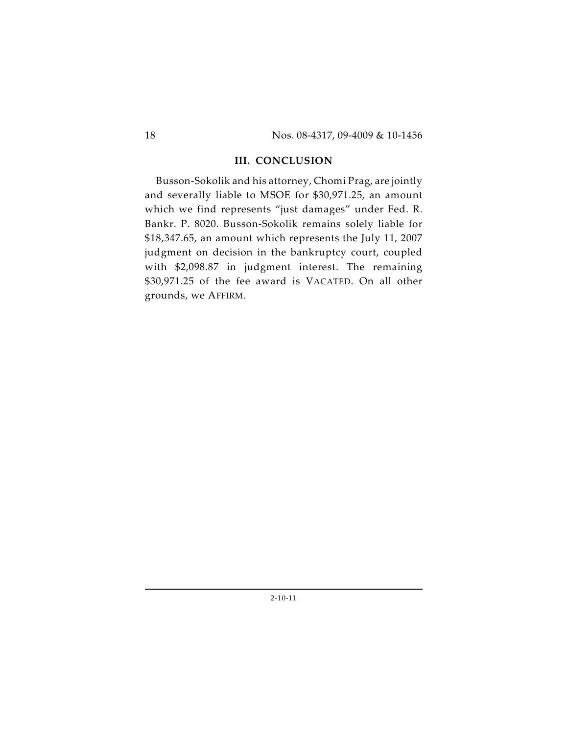### III. CONCLUSION

Busson-Sokolik and his attorney, Chomi Prag, are jointly and severally liable to MSOE for $30,971.25, an amount which we find represents "just damages" under Fed. R. Bankr. P. 8020. Busson-Sokolik remains solely liable for $18,347.65, an amount which represents the July 11, 2007 judgment on decision in the bankruptcy court, coupled with $2,098.87 in judgment interest. The remaining $30,971.25 of the fee award is VACATED. On all other grounds, we AFFIRM.

2-10-11